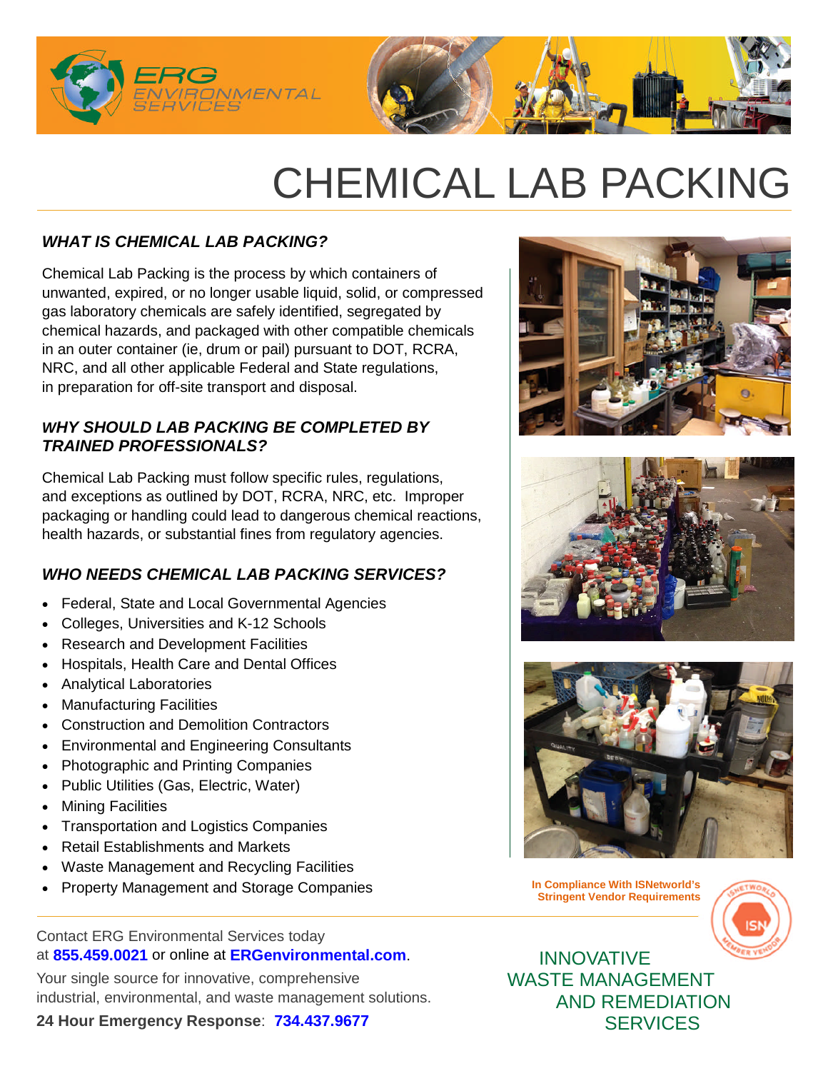ERG ENVIRONMENTAL SERVICES

# CHEMICAL LAB PACKING

### *WHAT IS CHEMICAL LAB PACKING?*

Chemical Lab Packing is the process by which containers of unwanted, expired, or no longer usable liquid, solid, or compressed gas laboratory chemicals are safely identified, segregated by chemical hazards, and packaged with other compatible chemicals in an outer container (ie, drum or pail) pursuant to DOT, RCRA, NRC, and all other applicable Federal and State regulations, in preparation for off-site transport and disposal.

### *WHY SHOULD LAB PACKING BE COMPLETED BY TRAINED PROFESSIONALS?*

Chemical Lab Packing must follow specific rules, regulations, and exceptions as outlined by DOT, RCRA, NRC, etc. Improper packaging or handling could lead to dangerous chemical reactions, health hazards, or substantial fines from regulatory agencies.

### *WHO NEEDS CHEMICAL LAB PACKING SERVICES?*

- Federal, State and Local Governmental Agencies
- Colleges, Universities and K-12 Schools
- Research and Development Facilities
- Hospitals, Health Care and Dental Offices
- Analytical Laboratories
- Manufacturing Facilities
- Construction and Demolition Contractors
- Environmental and Engineering Consultants
- Photographic and Printing Companies
- Public Utilities (Gas, Electric, Water)
- Mining Facilities
- Transportation and Logistics Companies
- Retail Establishments and Markets
- Waste Management and Recycling Facilities
- Property Management and Storage Companies

**In Compliance With ISNetworld's Stringent Vendor Requirements**

Contact ERG Environmental Services today at **855.459.0021** or online at **ERGenvironmental.com**.

Your single source for innovative, comprehensive industrial, environmental, and waste management solutions.

**24 Hour Emergency Response**: **734.437.9677**

INNOVATIVE WASTE MANAGEMENT AND REMEDIATION SERVICES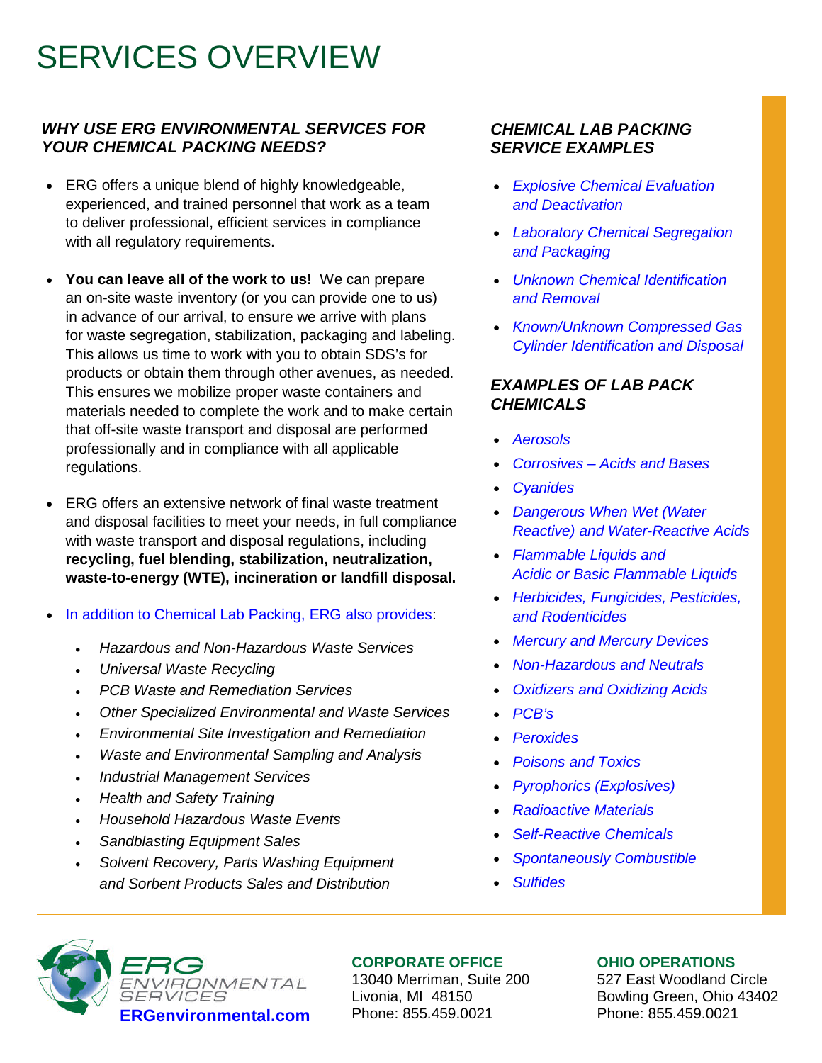# SERVICES OVERVIEW

### *WHY USE ERG ENVIRONMENTAL SERVICES FOR YOUR CHEMICAL PACKING NEEDS?*

- ERG offers a unique blend of highly knowledgeable, experienced, and trained personnel that work as a team to deliver professional, efficient services in compliance with all regulatory requirements.
- **You can leave all of the work to us!** We can prepare an on-site waste inventory (or you can provide one to us) in advance of our arrival, to ensure we arrive with plans for waste segregation, stabilization, packaging and labeling. This allows us time to work with you to obtain SDS's for products or obtain them through other avenues, as needed. This ensures we mobilize proper waste containers and materials needed to complete the work and to make certain that off-site waste transport and disposal are performed professionally and in compliance with all applicable regulations.
- ERG offers an extensive network of final waste treatment and disposal facilities to meet your needs, in full compliance with waste transport and disposal regulations, including **recycling, fuel blending, stabilization, neutralization, waste-to-energy (WTE), incineration or landfill disposal.**
- In addition to Chemical Lab Packing, ERG also provides:
  - *Hazardous and Non-Hazardous Waste Services*
  - *Universal Waste Recycling*
  - *PCB Waste and Remediation Services*
  - *Other Specialized Environmental and Waste Services*
  - *Environmental Site Investigation and Remediation*
  - *Waste and Environmental Sampling and Analysis*
  - *Industrial Management Services*
  - *Health and Safety Training*
  - *Household Hazardous Waste Events*
  - *Sandblasting Equipment Sales*
  - *Solvent Recovery, Parts Washing Equipment and Sorbent Products Sales and Distribution*

### *CHEMICAL LAB PACKING SERVICE EXAMPLES*

- *Explosive Chemical Evaluation and Deactivation*
- *Laboratory Chemical Segregation and Packaging*
- *Unknown Chemical Identification and Removal*
- *Known/Unknown Compressed Gas Cylinder Identification and Disposal*

### *EXAMPLES OF LAB PACK CHEMICALS*

- *Aerosols*
- *Corrosives – Acids and Bases*
- *Cyanides*
- *Dangerous When Wet (Water Reactive) and Water-Reactive Acids*
- *Flammable Liquids and Acidic or Basic Flammable Liquids*
- *Herbicides, Fungicides, Pesticides, and Rodenticides*
- *Mercury and Mercury Devices*
- *Non-Hazardous and Neutrals*
- *Oxidizers and Oxidizing Acids*
- *PCB's*
- *Peroxides*
- *Poisons and Toxics*
- *Pyrophorics (Explosives)*
- *Radioactive Materials*
- *Self-Reactive Chemicals*
- *Spontaneously Combustible*
- *Sulfides*

ERG ENVIRONMENTAL SERVICES
**ERGenvironmental.com**

**CORPORATE OFFICE**
13040 Merriman, Suite 200
Livonia, MI 48150
Phone: 855.459.0021

**OHIO OPERATIONS**
527 East Woodland Circle
Bowling Green, Ohio 43402
Phone: 855.459.0021